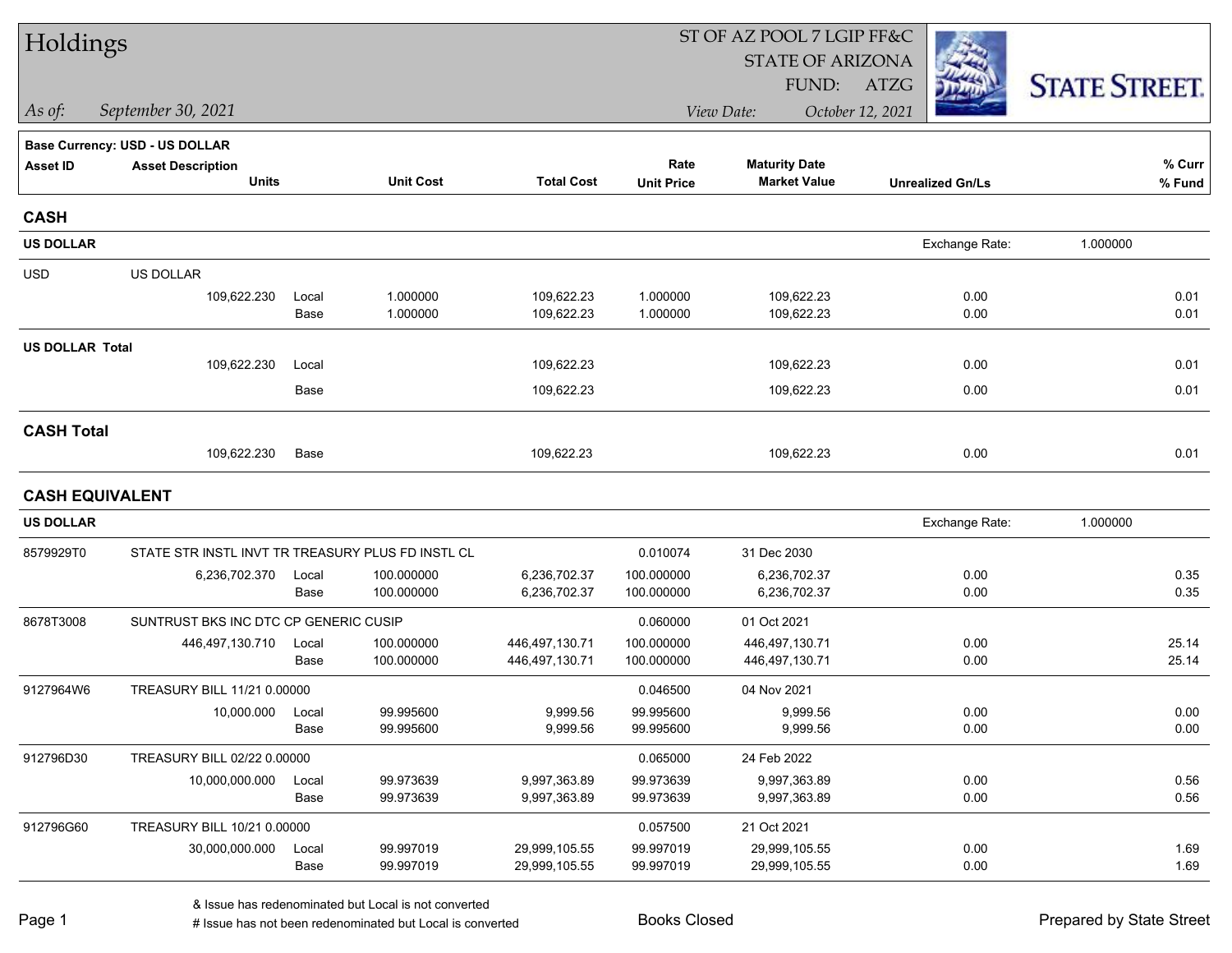# Holdings

ST OF AZ POOL 7 LGIP FF&C
STATE OF ARIZONA
FUND: ATZG

*As of:* *September 30, 2021*

*View Date:* *October 12, 2021*

STATE STREET.

**Base Currency: USD - US DOLLAR**

| Asset ID | Asset Description / Units | | Unit Cost | Total Cost | Rate / Unit Price | Maturity Date / Market Value | Unrealized Gn/Ls | % Curr / % Fund |
|---|---|---|---|---|---|---|---|---|
| **CASH** | | | | | | | | |
| **US DOLLAR** | | | | | | | Exchange Rate: 1.000000 | |
| USD | US DOLLAR | | | | | | | |
| | 109,622.230 | Local | 1.000000 | 109,622.23 | 1.000000 | 109,622.23 | 0.00 | 0.01 |
| | | Base | 1.000000 | 109,622.23 | 1.000000 | 109,622.23 | 0.00 | 0.01 |
| **US DOLLAR Total** | | | | | | | | |
| | 109,622.230 | Local | | 109,622.23 | | 109,622.23 | 0.00 | 0.01 |
| | | Base | | 109,622.23 | | 109,622.23 | 0.00 | 0.01 |
| **CASH Total** | | | | | | | | |
| | 109,622.230 | Base | | 109,622.23 | | 109,622.23 | 0.00 | 0.01 |
| **CASH EQUIVALENT** | | | | | | | | |
| **US DOLLAR** | | | | | | | Exchange Rate: 1.000000 | |
| 8579929T0 | STATE STR INSTL INVT TR TREASURY PLUS FD INSTL CL | | | | 0.010074 | 31 Dec 2030 | | |
| | 6,236,702.370 | Local | 100.000000 | 6,236,702.37 | 100.000000 | 6,236,702.37 | 0.00 | 0.35 |
| | | Base | 100.000000 | 6,236,702.37 | 100.000000 | 6,236,702.37 | 0.00 | 0.35 |
| 8678T3008 | SUNTRUST BKS INC DTC CP GENERIC CUSIP | | | | 0.060000 | 01 Oct 2021 | | |
| | 446,497,130.710 | Local | 100.000000 | 446,497,130.71 | 100.000000 | 446,497,130.71 | 0.00 | 25.14 |
| | | Base | 100.000000 | 446,497,130.71 | 100.000000 | 446,497,130.71 | 0.00 | 25.14 |
| 9127964W6 | TREASURY BILL 11/21 0.00000 | | | | 0.046500 | 04 Nov 2021 | | |
| | 10,000.000 | Local | 99.995600 | 9,999.56 | 99.995600 | 9,999.56 | 0.00 | 0.00 |
| | | Base | 99.995600 | 9,999.56 | 99.995600 | 9,999.56 | 0.00 | 0.00 |
| 912796D30 | TREASURY BILL 02/22 0.00000 | | | | 0.065000 | 24 Feb 2022 | | |
| | 10,000,000.000 | Local | 99.973639 | 9,997,363.89 | 99.973639 | 9,997,363.89 | 0.00 | 0.56 |
| | | Base | 99.973639 | 9,997,363.89 | 99.973639 | 9,997,363.89 | 0.00 | 0.56 |
| 912796G60 | TREASURY BILL 10/21 0.00000 | | | | 0.057500 | 21 Oct 2021 | | |
| | 30,000,000.000 | Local | 99.997019 | 29,999,105.55 | 99.997019 | 29,999,105.55 | 0.00 | 1.69 |
| | | Base | 99.997019 | 29,999,105.55 | 99.997019 | 29,999,105.55 | 0.00 | 1.69 |

& Issue has redenominated but Local is not converted
# Issue has not been redenominated but Local is converted

Books Closed

Prepared by State Street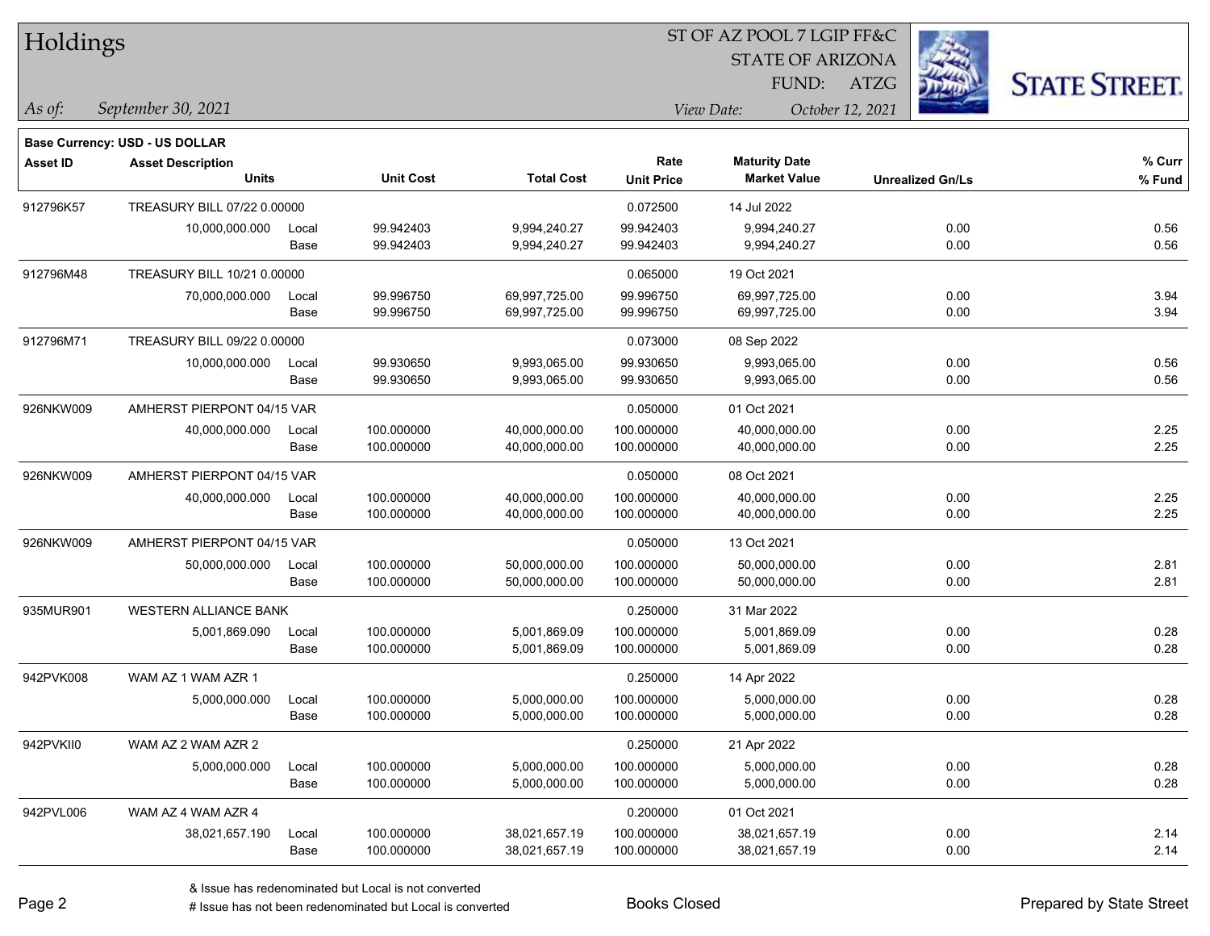# Holdings

ST OF AZ POOL 7 LGIP FF&C
STATE OF ARIZONA
FUND: ATZG

*As of:* *September 30, 2021*

*View Date:* *October 12, 2021*

**Base Currency: USD - US DOLLAR**

| Asset ID | Asset Description / Units | | Unit Cost | Total Cost | Rate / Unit Price | Maturity Date / Market Value | Unrealized Gn/Ls | % Curr / % Fund |
|---|---|---|---|---|---|---|---|---|
| 912796K57 | TREASURY BILL 07/22 0.00000 | | | | 0.072500 | 14 Jul 2022 | | |
| | 10,000,000.000 | Local | 99.942403 | 9,994,240.27 | 99.942403 | 9,994,240.27 | 0.00 | 0.56 |
| | | Base | 99.942403 | 9,994,240.27 | 99.942403 | 9,994,240.27 | 0.00 | 0.56 |
| 912796M48 | TREASURY BILL 10/21 0.00000 | | | | 0.065000 | 19 Oct 2021 | | |
| | 70,000,000.000 | Local | 99.996750 | 69,997,725.00 | 99.996750 | 69,997,725.00 | 0.00 | 3.94 |
| | | Base | 99.996750 | 69,997,725.00 | 99.996750 | 69,997,725.00 | 0.00 | 3.94 |
| 912796M71 | TREASURY BILL 09/22 0.00000 | | | | 0.073000 | 08 Sep 2022 | | |
| | 10,000,000.000 | Local | 99.930650 | 9,993,065.00 | 99.930650 | 9,993,065.00 | 0.00 | 0.56 |
| | | Base | 99.930650 | 9,993,065.00 | 99.930650 | 9,993,065.00 | 0.00 | 0.56 |
| 926NKW009 | AMHERST PIERPONT 04/15 VAR | | | | 0.050000 | 01 Oct 2021 | | |
| | 40,000,000.000 | Local | 100.000000 | 40,000,000.00 | 100.000000 | 40,000,000.00 | 0.00 | 2.25 |
| | | Base | 100.000000 | 40,000,000.00 | 100.000000 | 40,000,000.00 | 0.00 | 2.25 |
| 926NKW009 | AMHERST PIERPONT 04/15 VAR | | | | 0.050000 | 08 Oct 2021 | | |
| | 40,000,000.000 | Local | 100.000000 | 40,000,000.00 | 100.000000 | 40,000,000.00 | 0.00 | 2.25 |
| | | Base | 100.000000 | 40,000,000.00 | 100.000000 | 40,000,000.00 | 0.00 | 2.25 |
| 926NKW009 | AMHERST PIERPONT 04/15 VAR | | | | 0.050000 | 13 Oct 2021 | | |
| | 50,000,000.000 | Local | 100.000000 | 50,000,000.00 | 100.000000 | 50,000,000.00 | 0.00 | 2.81 |
| | | Base | 100.000000 | 50,000,000.00 | 100.000000 | 50,000,000.00 | 0.00 | 2.81 |
| 935MUR901 | WESTERN ALLIANCE BANK | | | | 0.250000 | 31 Mar 2022 | | |
| | 5,001,869.090 | Local | 100.000000 | 5,001,869.09 | 100.000000 | 5,001,869.09 | 0.00 | 0.28 |
| | | Base | 100.000000 | 5,001,869.09 | 100.000000 | 5,001,869.09 | 0.00 | 0.28 |
| 942PVK008 | WAM AZ 1 WAM AZR 1 | | | | 0.250000 | 14 Apr 2022 | | |
| | 5,000,000.000 | Local | 100.000000 | 5,000,000.00 | 100.000000 | 5,000,000.00 | 0.00 | 0.28 |
| | | Base | 100.000000 | 5,000,000.00 | 100.000000 | 5,000,000.00 | 0.00 | 0.28 |
| 942PVKII0 | WAM AZ 2 WAM AZR 2 | | | | 0.250000 | 21 Apr 2022 | | |
| | 5,000,000.000 | Local | 100.000000 | 5,000,000.00 | 100.000000 | 5,000,000.00 | 0.00 | 0.28 |
| | | Base | 100.000000 | 5,000,000.00 | 100.000000 | 5,000,000.00 | 0.00 | 0.28 |
| 942PVL006 | WAM AZ 4 WAM AZR 4 | | | | 0.200000 | 01 Oct 2021 | | |
| | 38,021,657.190 | Local | 100.000000 | 38,021,657.19 | 100.000000 | 38,021,657.19 | 0.00 | 2.14 |
| | | Base | 100.000000 | 38,021,657.19 | 100.000000 | 38,021,657.19 | 0.00 | 2.14 |

& Issue has redenominated but Local is not converted
# Issue has not been redenominated but Local is converted

Books Closed

Prepared by State Street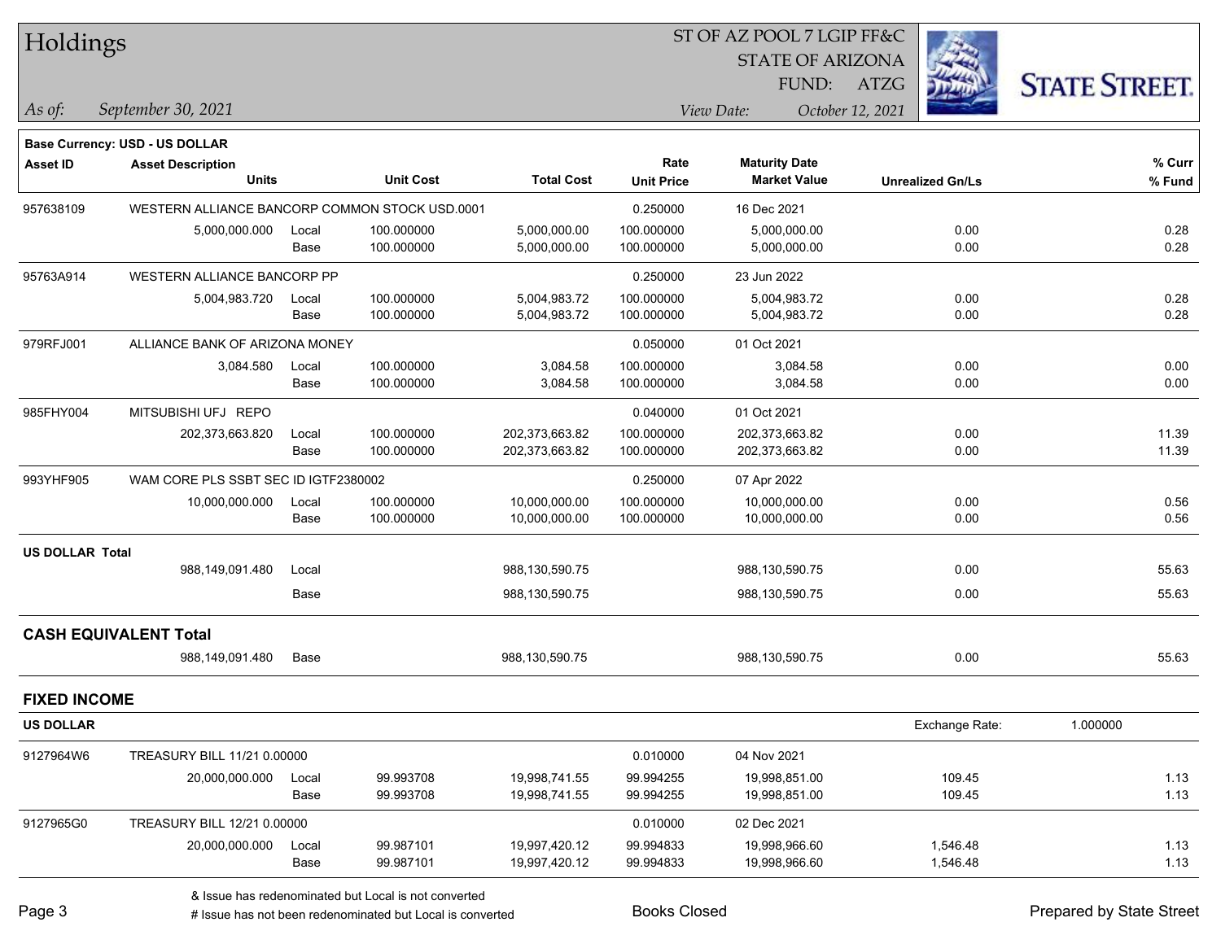# Holdings

ST OF AZ POOL 7 LGIP FF&C
STATE OF ARIZONA
FUND: ATZG

*As of:* September 30, 2021
*View Date:* October 12, 2021

**Base Currency: USD - US DOLLAR**

| Asset ID | Asset Description / Units | | Unit Cost | Total Cost | Rate / Unit Price | Maturity Date / Market Value | Unrealized Gn/Ls | % Curr / % Fund |
|---|---|---|---|---|---|---|---|---|
| 957638109 | WESTERN ALLIANCE BANCORP COMMON STOCK USD.0001 | | | | 0.250000 | 16 Dec 2021 | | |
| | 5,000,000.000 | Local | 100.000000 | 5,000,000.00 | 100.000000 | 5,000,000.00 | 0.00 | 0.28 |
| | | Base | 100.000000 | 5,000,000.00 | 100.000000 | 5,000,000.00 | 0.00 | 0.28 |
| 95763A914 | WESTERN ALLIANCE BANCORP PP | | | | 0.250000 | 23 Jun 2022 | | |
| | 5,004,983.720 | Local | 100.000000 | 5,004,983.72 | 100.000000 | 5,004,983.72 | 0.00 | 0.28 |
| | | Base | 100.000000 | 5,004,983.72 | 100.000000 | 5,004,983.72 | 0.00 | 0.28 |
| 979RFJ001 | ALLIANCE BANK OF ARIZONA MONEY | | | | 0.050000 | 01 Oct 2021 | | |
| | 3,084.580 | Local | 100.000000 | 3,084.58 | 100.000000 | 3,084.58 | 0.00 | 0.00 |
| | | Base | 100.000000 | 3,084.58 | 100.000000 | 3,084.58 | 0.00 | 0.00 |
| 985FHY004 | MITSUBISHI UFJ REPO | | | | 0.040000 | 01 Oct 2021 | | |
| | 202,373,663.820 | Local | 100.000000 | 202,373,663.82 | 100.000000 | 202,373,663.82 | 0.00 | 11.39 |
| | | Base | 100.000000 | 202,373,663.82 | 100.000000 | 202,373,663.82 | 0.00 | 11.39 |
| 993YHF905 | WAM CORE PLS SSBT SEC ID IGTF2380002 | | | | 0.250000 | 07 Apr 2022 | | |
| | 10,000,000.000 | Local | 100.000000 | 10,000,000.00 | 100.000000 | 10,000,000.00 | 0.00 | 0.56 |
| | | Base | 100.000000 | 10,000,000.00 | 100.000000 | 10,000,000.00 | 0.00 | 0.56 |
| **US DOLLAR Total** | | | | | | | | |
| | 988,149,091.480 | Local | | 988,130,590.75 | | 988,130,590.75 | 0.00 | 55.63 |
| | | Base | | 988,130,590.75 | | 988,130,590.75 | 0.00 | 55.63 |
| **CASH EQUIVALENT Total** | | | | | | | | |
| | 988,149,091.480 | Base | | 988,130,590.75 | | 988,130,590.75 | 0.00 | 55.63 |

## FIXED INCOME

**US DOLLAR** — Exchange Rate: 1.000000

| Asset ID | Asset Description / Units | | Unit Cost | Total Cost | Rate / Unit Price | Maturity Date / Market Value | Unrealized Gn/Ls | % Curr / % Fund |
|---|---|---|---|---|---|---|---|---|
| 9127964W6 | TREASURY BILL 11/21 0.00000 | | | | 0.010000 | 04 Nov 2021 | | |
| | 20,000,000.000 | Local | 99.993708 | 19,998,741.55 | 99.994255 | 19,998,851.00 | 109.45 | 1.13 |
| | | Base | 99.993708 | 19,998,741.55 | 99.994255 | 19,998,851.00 | 109.45 | 1.13 |
| 9127965G0 | TREASURY BILL 12/21 0.00000 | | | | 0.010000 | 02 Dec 2021 | | |
| | 20,000,000.000 | Local | 99.987101 | 19,997,420.12 | 99.994833 | 19,998,966.60 | 1,546.48 | 1.13 |
| | | Base | 99.987101 | 19,997,420.12 | 99.994833 | 19,998,966.60 | 1,546.48 | 1.13 |

& Issue has redenominated but Local is not converted
# Issue has not been redenominated but Local is converted

Books Closed

Prepared by State Street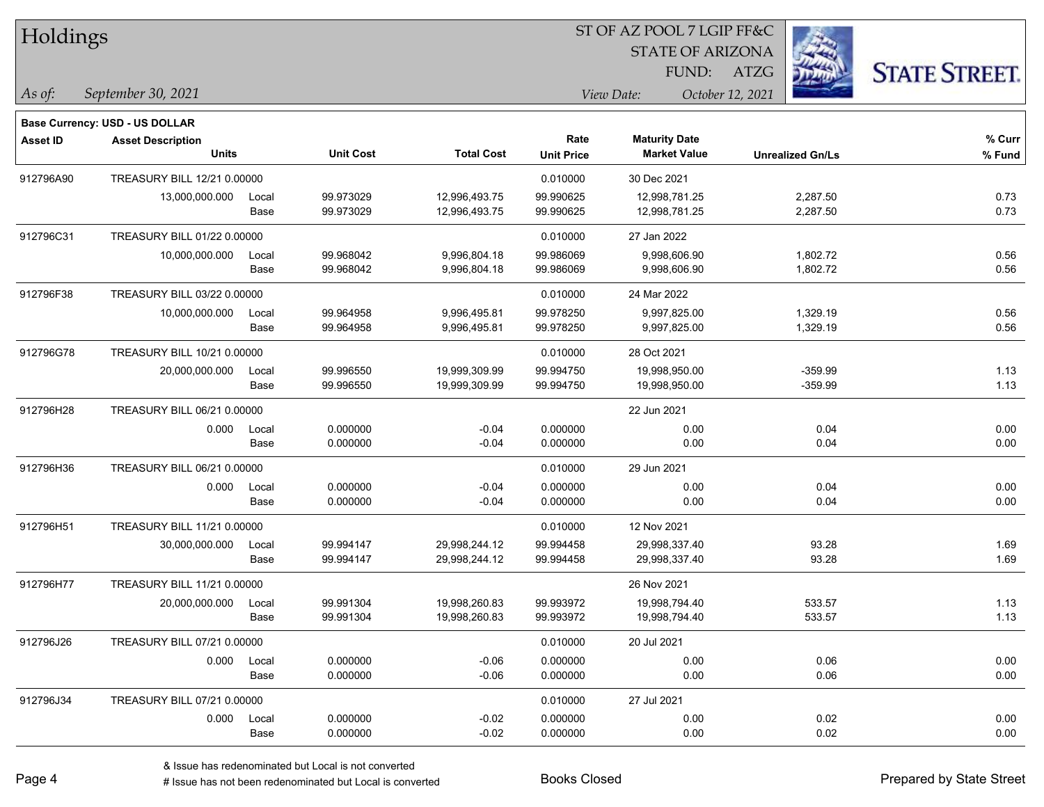# Holdings

ST OF AZ POOL 7 LGIP FF&C
STATE OF ARIZONA
FUND: ATZG

*As of:* *September 30, 2021*

*View Date:* *October 12, 2021*

**Base Currency: USD - US DOLLAR**

| Asset ID | Asset Description / Units | | Unit Cost | Total Cost | Rate / Unit Price | Maturity Date / Market Value | Unrealized Gn/Ls | % Curr / % Fund |
|---|---|---|---|---|---|---|---|---|
| 912796A90 | TREASURY BILL 12/21 0.00000 | | | | 0.010000 | 30 Dec 2021 | | |
| | 13,000,000.000 | Local | 99.973029 | 12,996,493.75 | 99.990625 | 12,998,781.25 | 2,287.50 | 0.73 |
| | | Base | 99.973029 | 12,996,493.75 | 99.990625 | 12,998,781.25 | 2,287.50 | 0.73 |
| 912796C31 | TREASURY BILL 01/22 0.00000 | | | | 0.010000 | 27 Jan 2022 | | |
| | 10,000,000.000 | Local | 99.968042 | 9,996,804.18 | 99.986069 | 9,998,606.90 | 1,802.72 | 0.56 |
| | | Base | 99.968042 | 9,996,804.18 | 99.986069 | 9,998,606.90 | 1,802.72 | 0.56 |
| 912796F38 | TREASURY BILL 03/22 0.00000 | | | | 0.010000 | 24 Mar 2022 | | |
| | 10,000,000.000 | Local | 99.964958 | 9,996,495.81 | 99.978250 | 9,997,825.00 | 1,329.19 | 0.56 |
| | | Base | 99.964958 | 9,996,495.81 | 99.978250 | 9,997,825.00 | 1,329.19 | 0.56 |
| 912796G78 | TREASURY BILL 10/21 0.00000 | | | | 0.010000 | 28 Oct 2021 | | |
| | 20,000,000.000 | Local | 99.996550 | 19,999,309.99 | 99.994750 | 19,998,950.00 | -359.99 | 1.13 |
| | | Base | 99.996550 | 19,999,309.99 | 99.994750 | 19,998,950.00 | -359.99 | 1.13 |
| 912796H28 | TREASURY BILL 06/21 0.00000 | | | | | 22 Jun 2021 | | |
| | 0.000 | Local | 0.000000 | -0.04 | 0.000000 | 0.00 | 0.04 | 0.00 |
| | | Base | 0.000000 | -0.04 | 0.000000 | 0.00 | 0.04 | 0.00 |
| 912796H36 | TREASURY BILL 06/21 0.00000 | | | | 0.010000 | 29 Jun 2021 | | |
| | 0.000 | Local | 0.000000 | -0.04 | 0.000000 | 0.00 | 0.04 | 0.00 |
| | | Base | 0.000000 | -0.04 | 0.000000 | 0.00 | 0.04 | 0.00 |
| 912796H51 | TREASURY BILL 11/21 0.00000 | | | | 0.010000 | 12 Nov 2021 | | |
| | 30,000,000.000 | Local | 99.994147 | 29,998,244.12 | 99.994458 | 29,998,337.40 | 93.28 | 1.69 |
| | | Base | 99.994147 | 29,998,244.12 | 99.994458 | 29,998,337.40 | 93.28 | 1.69 |
| 912796H77 | TREASURY BILL 11/21 0.00000 | | | | | 26 Nov 2021 | | |
| | 20,000,000.000 | Local | 99.991304 | 19,998,260.83 | 99.993972 | 19,998,794.40 | 533.57 | 1.13 |
| | | Base | 99.991304 | 19,998,260.83 | 99.993972 | 19,998,794.40 | 533.57 | 1.13 |
| 912796J26 | TREASURY BILL 07/21 0.00000 | | | | 0.010000 | 20 Jul 2021 | | |
| | 0.000 | Local | 0.000000 | -0.06 | 0.000000 | 0.00 | 0.06 | 0.00 |
| | | Base | 0.000000 | -0.06 | 0.000000 | 0.00 | 0.06 | 0.00 |
| 912796J34 | TREASURY BILL 07/21 0.00000 | | | | 0.010000 | 27 Jul 2021 | | |
| | 0.000 | Local | 0.000000 | -0.02 | 0.000000 | 0.00 | 0.02 | 0.00 |
| | | Base | 0.000000 | -0.02 | 0.000000 | 0.00 | 0.02 | 0.00 |

& Issue has redenominated but Local is not converted
# Issue has not been redenominated but Local is converted

Books Closed

Prepared by State Street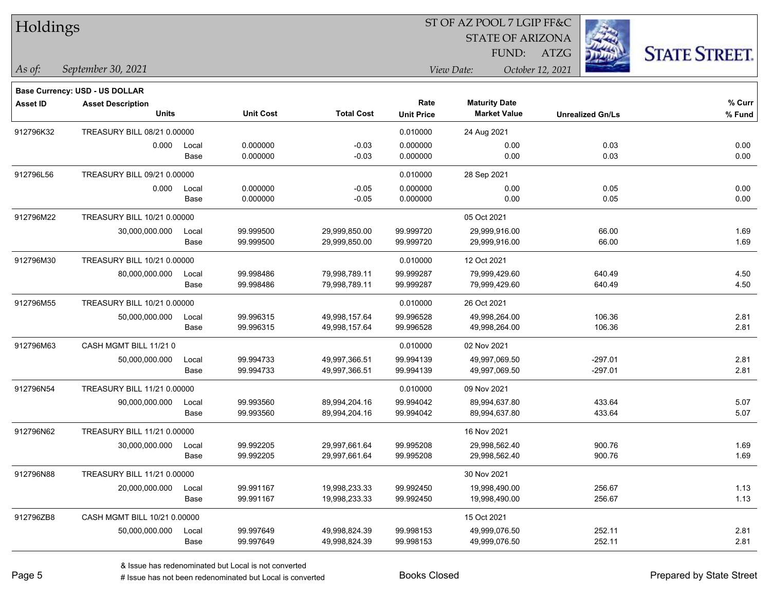# Holdings

ST OF AZ POOL 7 LGIP FF&C
STATE OF ARIZONA
FUND: ATZG

*As of:* *September 30, 2021*
*View Date:* *October 12, 2021*

**Base Currency: USD - US DOLLAR**

| Asset ID | Asset Description / Units | | Unit Cost | Total Cost | Rate / Unit Price | Maturity Date / Market Value | Unrealized Gn/Ls | % Curr / % Fund |
|---|---|---|---|---|---|---|---|---|
| 912796K32 | TREASURY BILL 08/21 0.00000 | | | | 0.010000 | 24 Aug 2021 | | |
| | 0.000 | Local | 0.000000 | -0.03 | 0.000000 | 0.00 | 0.03 | 0.00 |
| | | Base | 0.000000 | -0.03 | 0.000000 | 0.00 | 0.03 | 0.00 |
| 912796L56 | TREASURY BILL 09/21 0.00000 | | | | 0.010000 | 28 Sep 2021 | | |
| | 0.000 | Local | 0.000000 | -0.05 | 0.000000 | 0.00 | 0.05 | 0.00 |
| | | Base | 0.000000 | -0.05 | 0.000000 | 0.00 | 0.05 | 0.00 |
| 912796M22 | TREASURY BILL 10/21 0.00000 | | | | | 05 Oct 2021 | | |
| | 30,000,000.000 | Local | 99.999500 | 29,999,850.00 | 99.999720 | 29,999,916.00 | 66.00 | 1.69 |
| | | Base | 99.999500 | 29,999,850.00 | 99.999720 | 29,999,916.00 | 66.00 | 1.69 |
| 912796M30 | TREASURY BILL 10/21 0.00000 | | | | 0.010000 | 12 Oct 2021 | | |
| | 80,000,000.000 | Local | 99.998486 | 79,998,789.11 | 99.999287 | 79,999,429.60 | 640.49 | 4.50 |
| | | Base | 99.998486 | 79,998,789.11 | 99.999287 | 79,999,429.60 | 640.49 | 4.50 |
| 912796M55 | TREASURY BILL 10/21 0.00000 | | | | 0.010000 | 26 Oct 2021 | | |
| | 50,000,000.000 | Local | 99.996315 | 49,998,157.64 | 99.996528 | 49,998,264.00 | 106.36 | 2.81 |
| | | Base | 99.996315 | 49,998,157.64 | 99.996528 | 49,998,264.00 | 106.36 | 2.81 |
| 912796M63 | CASH MGMT BILL 11/21 0 | | | | 0.010000 | 02 Nov 2021 | | |
| | 50,000,000.000 | Local | 99.994733 | 49,997,366.51 | 99.994139 | 49,997,069.50 | -297.01 | 2.81 |
| | | Base | 99.994733 | 49,997,366.51 | 99.994139 | 49,997,069.50 | -297.01 | 2.81 |
| 912796N54 | TREASURY BILL 11/21 0.00000 | | | | 0.010000 | 09 Nov 2021 | | |
| | 90,000,000.000 | Local | 99.993560 | 89,994,204.16 | 99.994042 | 89,994,637.80 | 433.64 | 5.07 |
| | | Base | 99.993560 | 89,994,204.16 | 99.994042 | 89,994,637.80 | 433.64 | 5.07 |
| 912796N62 | TREASURY BILL 11/21 0.00000 | | | | | 16 Nov 2021 | | |
| | 30,000,000.000 | Local | 99.992205 | 29,997,661.64 | 99.995208 | 29,998,562.40 | 900.76 | 1.69 |
| | | Base | 99.992205 | 29,997,661.64 | 99.995208 | 29,998,562.40 | 900.76 | 1.69 |
| 912796N88 | TREASURY BILL 11/21 0.00000 | | | | | 30 Nov 2021 | | |
| | 20,000,000.000 | Local | 99.991167 | 19,998,233.33 | 99.992450 | 19,998,490.00 | 256.67 | 1.13 |
| | | Base | 99.991167 | 19,998,233.33 | 99.992450 | 19,998,490.00 | 256.67 | 1.13 |
| 912796ZB8 | CASH MGMT BILL 10/21 0.00000 | | | | | 15 Oct 2021 | | |
| | 50,000,000.000 | Local | 99.997649 | 49,998,824.39 | 99.998153 | 49,999,076.50 | 252.11 | 2.81 |
| | | Base | 99.997649 | 49,998,824.39 | 99.998153 | 49,999,076.50 | 252.11 | 2.81 |

& Issue has redenominated but Local is not converted
# Issue has not been redenominated but Local is converted

Books Closed

Prepared by State Street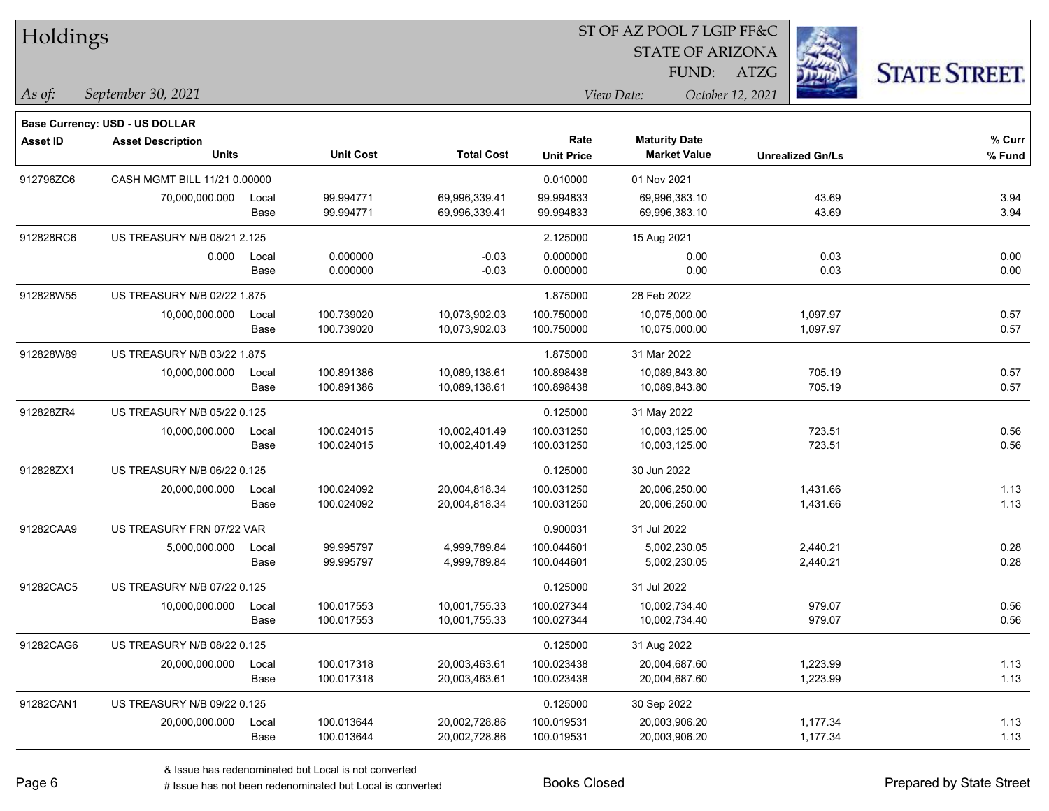# Holdings

ST OF AZ POOL 7 LGIP FF&C
STATE OF ARIZONA
FUND: ATZG

*As of:* *September 30, 2021*

*View Date:* *October 12, 2021*

**Base Currency: USD - US DOLLAR**

| Asset ID | Asset Description / Units | | Unit Cost | Total Cost | Rate / Unit Price | Maturity Date / Market Value | Unrealized Gn/Ls | % Curr / % Fund |
|---|---|---|---|---|---|---|---|---|
| 912796ZC6 | CASH MGMT BILL 11/21 0.00000 | | | | 0.010000 | 01 Nov 2021 | | |
| | 70,000,000.000 | Local | 99.994771 | 69,996,339.41 | 99.994833 | 69,996,383.10 | 43.69 | 3.94 |
| | | Base | 99.994771 | 69,996,339.41 | 99.994833 | 69,996,383.10 | 43.69 | 3.94 |
| 912828RC6 | US TREASURY N/B 08/21 2.125 | | | | 2.125000 | 15 Aug 2021 | | |
| | 0.000 | Local | 0.000000 | -0.03 | 0.000000 | 0.00 | 0.03 | 0.00 |
| | | Base | 0.000000 | -0.03 | 0.000000 | 0.00 | 0.03 | 0.00 |
| 912828W55 | US TREASURY N/B 02/22 1.875 | | | | 1.875000 | 28 Feb 2022 | | |
| | 10,000,000.000 | Local | 100.739020 | 10,073,902.03 | 100.750000 | 10,075,000.00 | 1,097.97 | 0.57 |
| | | Base | 100.739020 | 10,073,902.03 | 100.750000 | 10,075,000.00 | 1,097.97 | 0.57 |
| 912828W89 | US TREASURY N/B 03/22 1.875 | | | | 1.875000 | 31 Mar 2022 | | |
| | 10,000,000.000 | Local | 100.891386 | 10,089,138.61 | 100.898438 | 10,089,843.80 | 705.19 | 0.57 |
| | | Base | 100.891386 | 10,089,138.61 | 100.898438 | 10,089,843.80 | 705.19 | 0.57 |
| 912828ZR4 | US TREASURY N/B 05/22 0.125 | | | | 0.125000 | 31 May 2022 | | |
| | 10,000,000.000 | Local | 100.024015 | 10,002,401.49 | 100.031250 | 10,003,125.00 | 723.51 | 0.56 |
| | | Base | 100.024015 | 10,002,401.49 | 100.031250 | 10,003,125.00 | 723.51 | 0.56 |
| 912828ZX1 | US TREASURY N/B 06/22 0.125 | | | | 0.125000 | 30 Jun 2022 | | |
| | 20,000,000.000 | Local | 100.024092 | 20,004,818.34 | 100.031250 | 20,006,250.00 | 1,431.66 | 1.13 |
| | | Base | 100.024092 | 20,004,818.34 | 100.031250 | 20,006,250.00 | 1,431.66 | 1.13 |
| 91282CAA9 | US TREASURY FRN 07/22 VAR | | | | 0.900031 | 31 Jul 2022 | | |
| | 5,000,000.000 | Local | 99.995797 | 4,999,789.84 | 100.044601 | 5,002,230.05 | 2,440.21 | 0.28 |
| | | Base | 99.995797 | 4,999,789.84 | 100.044601 | 5,002,230.05 | 2,440.21 | 0.28 |
| 91282CAC5 | US TREASURY N/B 07/22 0.125 | | | | 0.125000 | 31 Jul 2022 | | |
| | 10,000,000.000 | Local | 100.017553 | 10,001,755.33 | 100.027344 | 10,002,734.40 | 979.07 | 0.56 |
| | | Base | 100.017553 | 10,001,755.33 | 100.027344 | 10,002,734.40 | 979.07 | 0.56 |
| 91282CAG6 | US TREASURY N/B 08/22 0.125 | | | | 0.125000 | 31 Aug 2022 | | |
| | 20,000,000.000 | Local | 100.017318 | 20,003,463.61 | 100.023438 | 20,004,687.60 | 1,223.99 | 1.13 |
| | | Base | 100.017318 | 20,003,463.61 | 100.023438 | 20,004,687.60 | 1,223.99 | 1.13 |
| 91282CAN1 | US TREASURY N/B 09/22 0.125 | | | | 0.125000 | 30 Sep 2022 | | |
| | 20,000,000.000 | Local | 100.013644 | 20,002,728.86 | 100.019531 | 20,003,906.20 | 1,177.34 | 1.13 |
| | | Base | 100.013644 | 20,002,728.86 | 100.019531 | 20,003,906.20 | 1,177.34 | 1.13 |

& Issue has redenominated but Local is not converted
# Issue has not been redenominated but Local is converted

Books Closed

Prepared by State Street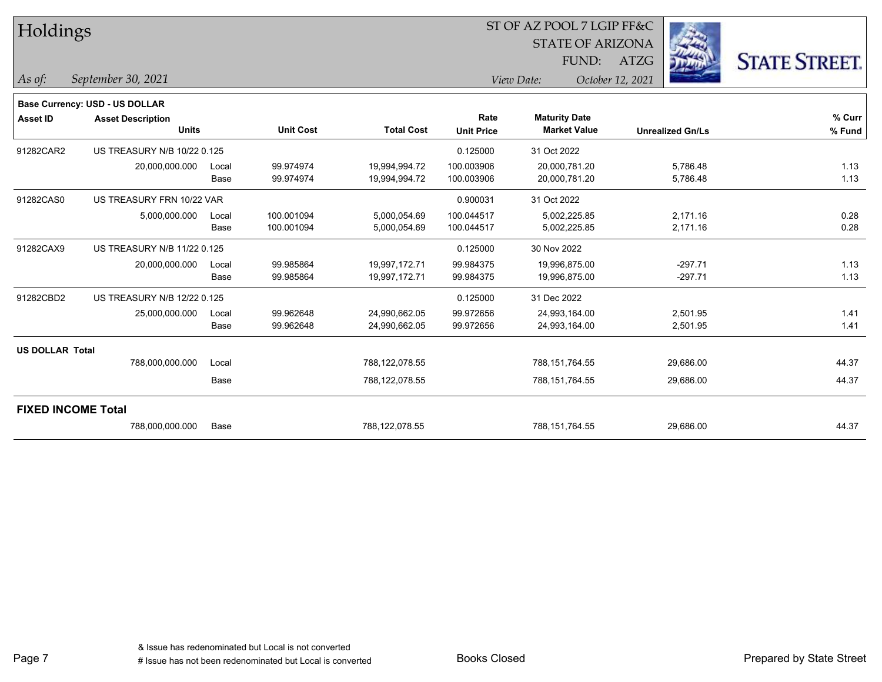# Holdings

ST OF AZ POOL 7 LGIP FF&C
STATE OF ARIZONA
FUND: ATZG

*As of:* *September 30, 2021*

*View Date:* *October 12, 2021*

**STATE STREET.**

**Base Currency: USD - US DOLLAR**

| Asset ID | Asset Description / Units | | Unit Cost | Total Cost | Rate / Unit Price | Maturity Date / Market Value | Unrealized Gn/Ls | % Curr / % Fund |
|---|---|---|---|---|---|---|---|---|
| 91282CAR2 | US TREASURY N/B 10/22 0.125 | | | | 0.125000 | 31 Oct 2022 | | |
| | 20,000,000.000 | Local | 99.974974 | 19,994,994.72 | 100.003906 | 20,000,781.20 | 5,786.48 | 1.13 |
| | | Base | 99.974974 | 19,994,994.72 | 100.003906 | 20,000,781.20 | 5,786.48 | 1.13 |
| 91282CAS0 | US TREASURY FRN 10/22 VAR | | | | 0.900031 | 31 Oct 2022 | | |
| | 5,000,000.000 | Local | 100.001094 | 5,000,054.69 | 100.044517 | 5,002,225.85 | 2,171.16 | 0.28 |
| | | Base | 100.001094 | 5,000,054.69 | 100.044517 | 5,002,225.85 | 2,171.16 | 0.28 |
| 91282CAX9 | US TREASURY N/B 11/22 0.125 | | | | 0.125000 | 30 Nov 2022 | | |
| | 20,000,000.000 | Local | 99.985864 | 19,997,172.71 | 99.984375 | 19,996,875.00 | -297.71 | 1.13 |
| | | Base | 99.985864 | 19,997,172.71 | 99.984375 | 19,996,875.00 | -297.71 | 1.13 |
| 91282CBD2 | US TREASURY N/B 12/22 0.125 | | | | 0.125000 | 31 Dec 2022 | | |
| | 25,000,000.000 | Local | 99.962648 | 24,990,662.05 | 99.972656 | 24,993,164.00 | 2,501.95 | 1.41 |
| | | Base | 99.962648 | 24,990,662.05 | 99.972656 | 24,993,164.00 | 2,501.95 | 1.41 |
| **US DOLLAR Total** | | | | | | | | |
| | 788,000,000.000 | Local | | 788,122,078.55 | | 788,151,764.55 | 29,686.00 | 44.37 |
| | | Base | | 788,122,078.55 | | 788,151,764.55 | 29,686.00 | 44.37 |
| **FIXED INCOME Total** | | | | | | | | |
| | 788,000,000.000 | Base | | 788,122,078.55 | | 788,151,764.55 | 29,686.00 | 44.37 |

& Issue has redenominated but Local is not converted
# Issue has not been redenominated but Local is converted

Books Closed

Prepared by State Street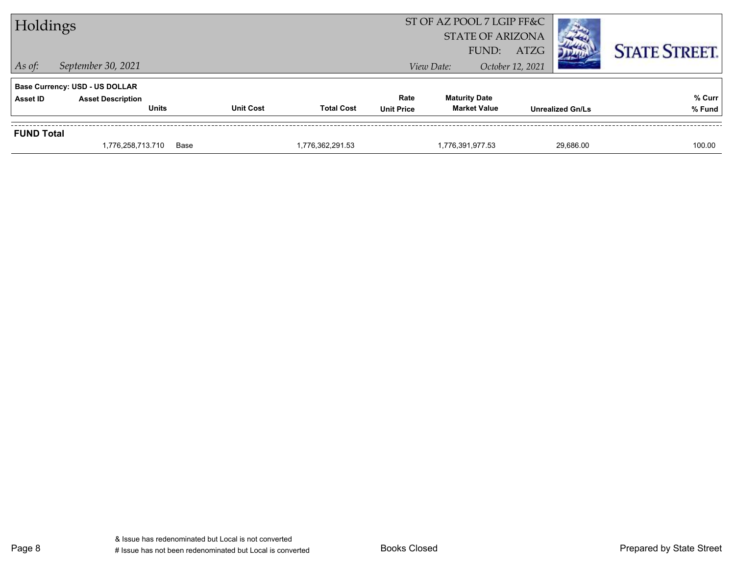# Holdings

ST OF AZ POOL 7 LGIP FF&C
STATE OF ARIZONA
FUND: ATZG

*As of:* *September 30, 2021*
*View Date:* *October 12, 2021*

**Base Currency: USD - US DOLLAR**

| Asset ID | Asset Description / Units | | Unit Cost | Total Cost | Rate / Unit Price | Maturity Date / Market Value | Unrealized Gn/Ls | % Curr / % Fund |
|---|---|---|---|---|---|---|---|---|
| **FUND Total** | | | | | | | | |
| | 1,776,258,713.710 | Base | | 1,776,362,291.53 | | 1,776,391,977.53 | 29,686.00 | 100.00 |

& Issue has redenominated but Local is not converted
# Issue has not been redenominated but Local is converted

Books Closed

Prepared by State Street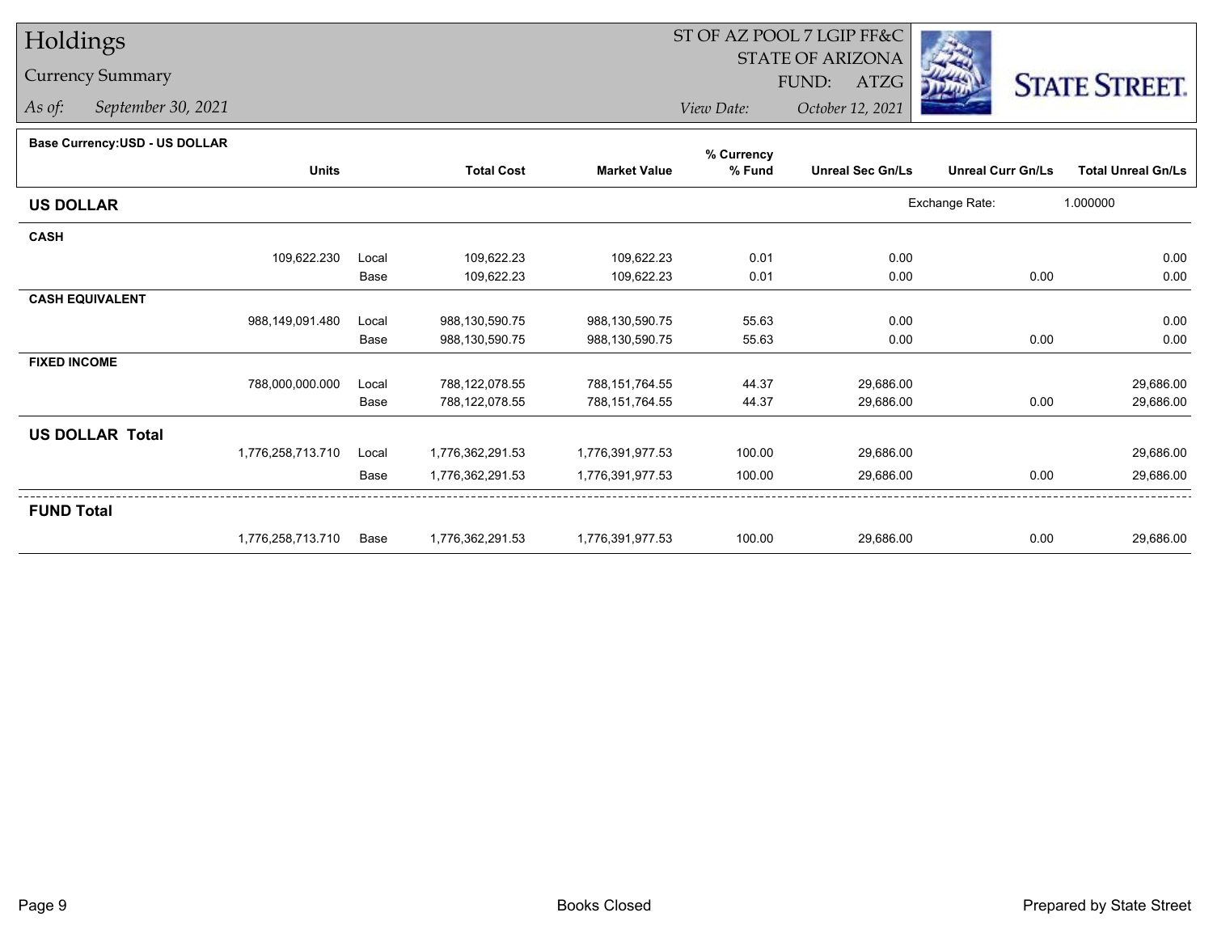# Holdings

## Currency Summary

*As of:* *September 30, 2021*

ST OF AZ POOL 7 LGIP FF&C
STATE OF ARIZONA
FUND: ATZG

*View Date:* *October 12, 2021*

**Base Currency:USD - US DOLLAR**

| | Units | | Total Cost | Market Value | % Currency % Fund | Unreal Sec Gn/Ls | Unreal Curr Gn/Ls | Total Unreal Gn/Ls |
|---|---|---|---|---|---|---|---|---|
| **US DOLLAR** | | | | | | Exchange Rate: | 1.000000 | |
| **CASH** | | | | | | | | |
| | 109,622.230 | Local | 109,622.23 | 109,622.23 | 0.01 | 0.00 | | 0.00 |
| | | Base | 109,622.23 | 109,622.23 | 0.01 | 0.00 | 0.00 | 0.00 |
| **CASH EQUIVALENT** | | | | | | | | |
| | 988,149,091.480 | Local | 988,130,590.75 | 988,130,590.75 | 55.63 | 0.00 | | 0.00 |
| | | Base | 988,130,590.75 | 988,130,590.75 | 55.63 | 0.00 | 0.00 | 0.00 |
| **FIXED INCOME** | | | | | | | | |
| | 788,000,000.000 | Local | 788,122,078.55 | 788,151,764.55 | 44.37 | 29,686.00 | | 29,686.00 |
| | | Base | 788,122,078.55 | 788,151,764.55 | 44.37 | 29,686.00 | 0.00 | 29,686.00 |
| **US DOLLAR Total** | | | | | | | | |
| | 1,776,258,713.710 | Local | 1,776,362,291.53 | 1,776,391,977.53 | 100.00 | 29,686.00 | | 29,686.00 |
| | | Base | 1,776,362,291.53 | 1,776,391,977.53 | 100.00 | 29,686.00 | 0.00 | 29,686.00 |
| **FUND Total** | | | | | | | | |
| | 1,776,258,713.710 | Base | 1,776,362,291.53 | 1,776,391,977.53 | 100.00 | 29,686.00 | 0.00 | 29,686.00 |

Books Closed

Prepared by State Street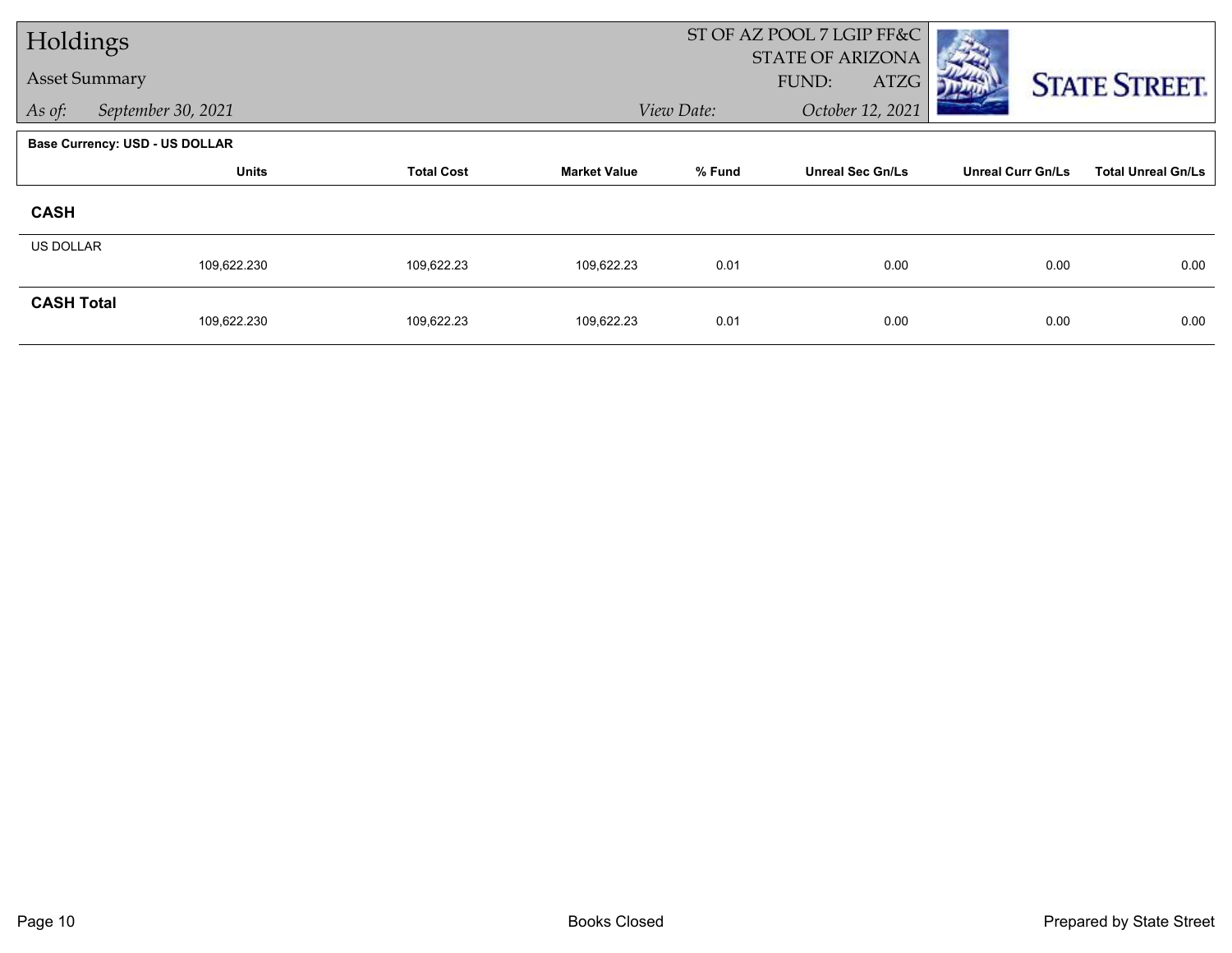# Holdings

## Asset Summary

*As of:* September 30, 2021

ST OF AZ POOL 7 LGIP FF&C
STATE OF ARIZONA
FUND: ATZG

*View Date:* October 12, 2021

**Base Currency: USD - US DOLLAR**

| | Units | Total Cost | Market Value | % Fund | Unreal Sec Gn/Ls | Unreal Curr Gn/Ls | Total Unreal Gn/Ls |
|---|---|---|---|---|---|---|---|
| **CASH** | | | | | | | |
| US DOLLAR | 109,622.230 | 109,622.23 | 109,622.23 | 0.01 | 0.00 | 0.00 | 0.00 |
| **CASH Total** | 109,622.230 | 109,622.23 | 109,622.23 | 0.01 | 0.00 | 0.00 | 0.00 |

Books Closed

Prepared by State Street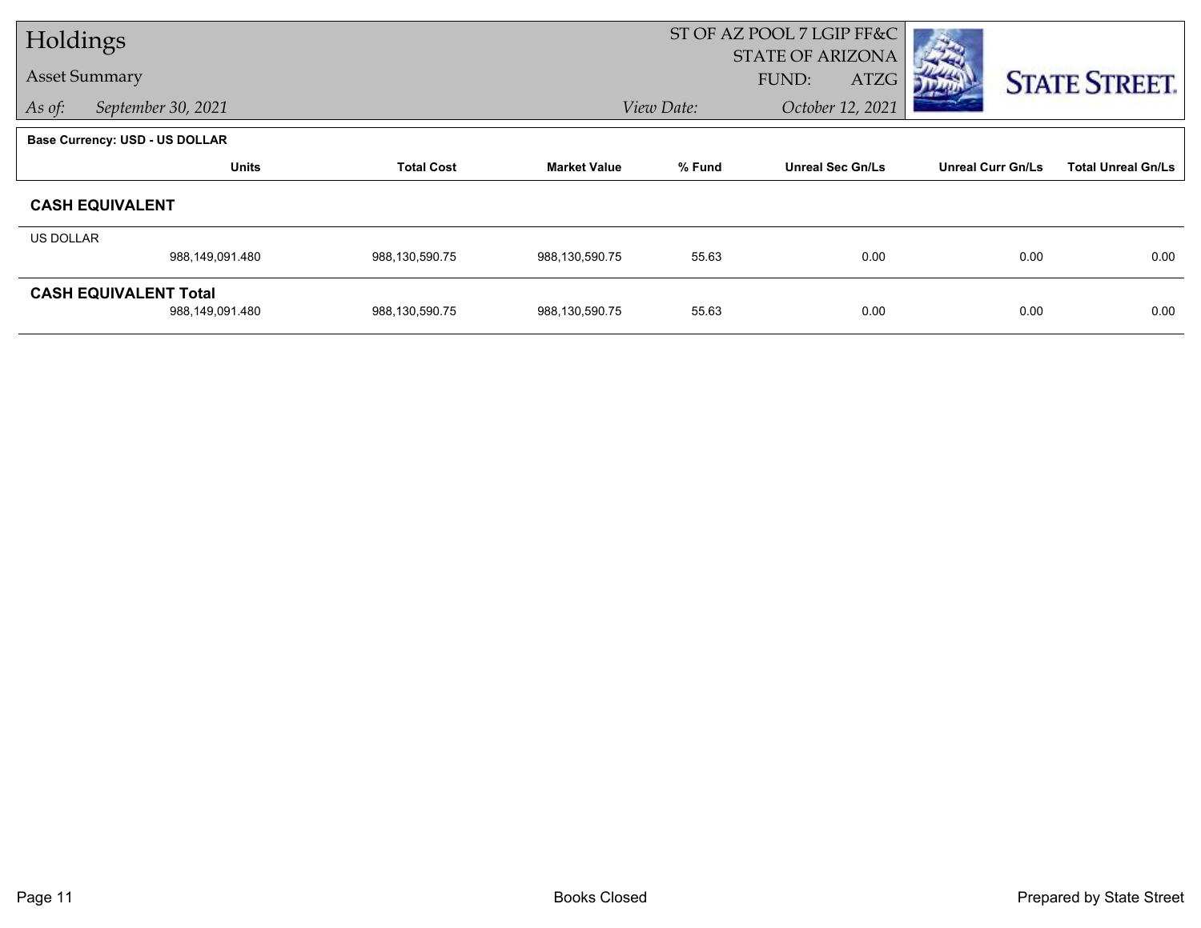# Holdings

Asset Summary

*As of:* *September 30, 2021*

ST OF AZ POOL 7 LGIP FF&C
STATE OF ARIZONA
FUND: ATZG

*View Date:* *October 12, 2021*

**Base Currency: USD - US DOLLAR**

| | Units | Total Cost | Market Value | % Fund | Unreal Sec Gn/Ls | Unreal Curr Gn/Ls | Total Unreal Gn/Ls |
|---|---|---|---|---|---|---|---|
| **CASH EQUIVALENT** | | | | | | | |
| US DOLLAR | 988,149,091.480 | 988,130,590.75 | 988,130,590.75 | 55.63 | 0.00 | 0.00 | 0.00 |
| **CASH EQUIVALENT Total** | 988,149,091.480 | 988,130,590.75 | 988,130,590.75 | 55.63 | 0.00 | 0.00 | 0.00 |

Books Closed

Prepared by State Street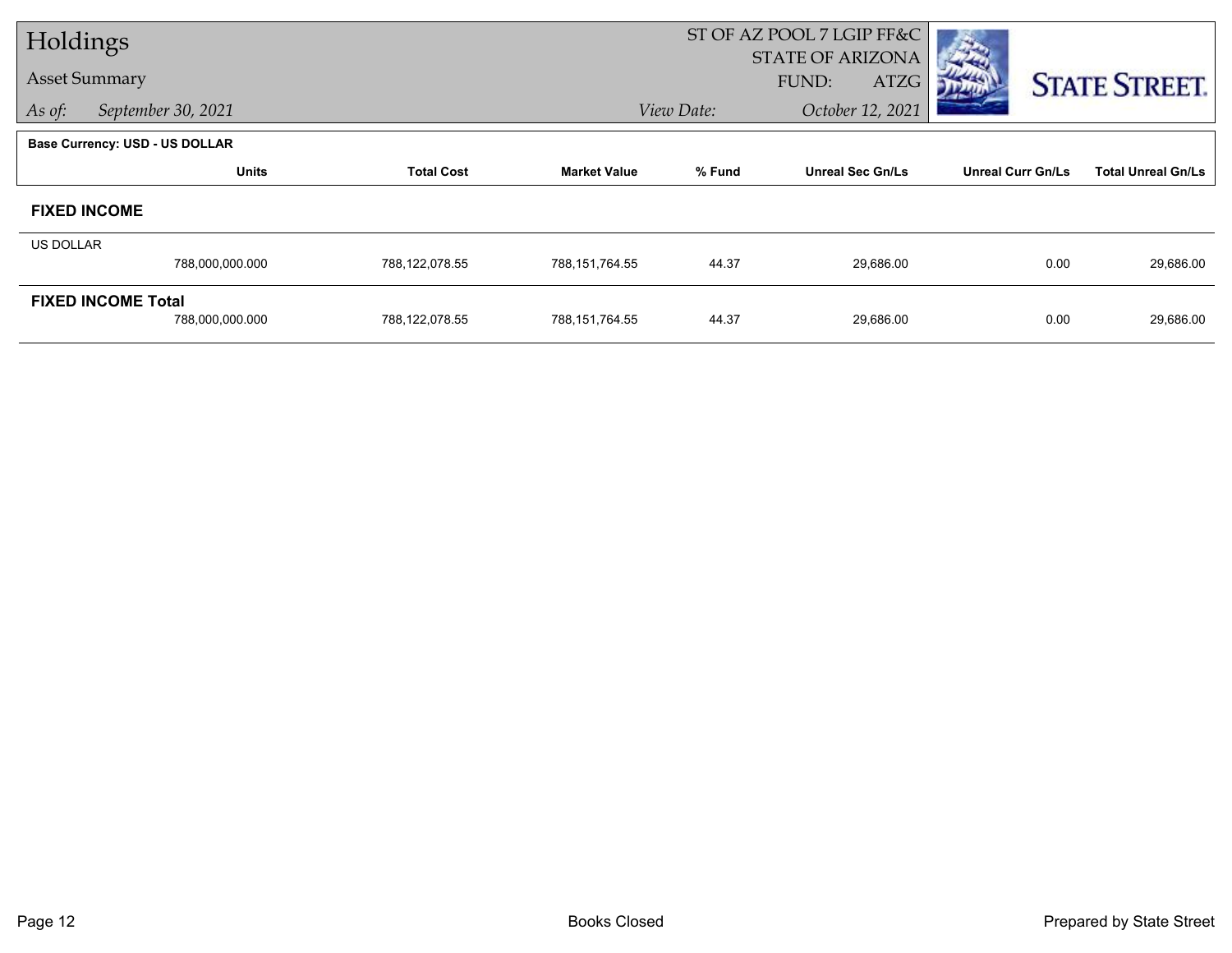# Holdings

## Asset Summary

*As of:* *September 30, 2021*

ST OF AZ POOL 7 LGIP FF&C
STATE OF ARIZONA
FUND: ATZG

*View Date:* *October 12, 2021*

**Base Currency: USD - US DOLLAR**

| | Units | Total Cost | Market Value | % Fund | Unreal Sec Gn/Ls | Unreal Curr Gn/Ls | Total Unreal Gn/Ls |
|---|---|---|---|---|---|---|---|
| **FIXED INCOME** | | | | | | | |
| US DOLLAR | | | | | | | |
| | 788,000,000.000 | 788,122,078.55 | 788,151,764.55 | 44.37 | 29,686.00 | 0.00 | 29,686.00 |
| **FIXED INCOME Total** | | | | | | | |
| | 788,000,000.000 | 788,122,078.55 | 788,151,764.55 | 44.37 | 29,686.00 | 0.00 | 29,686.00 |

Books Closed

Prepared by State Street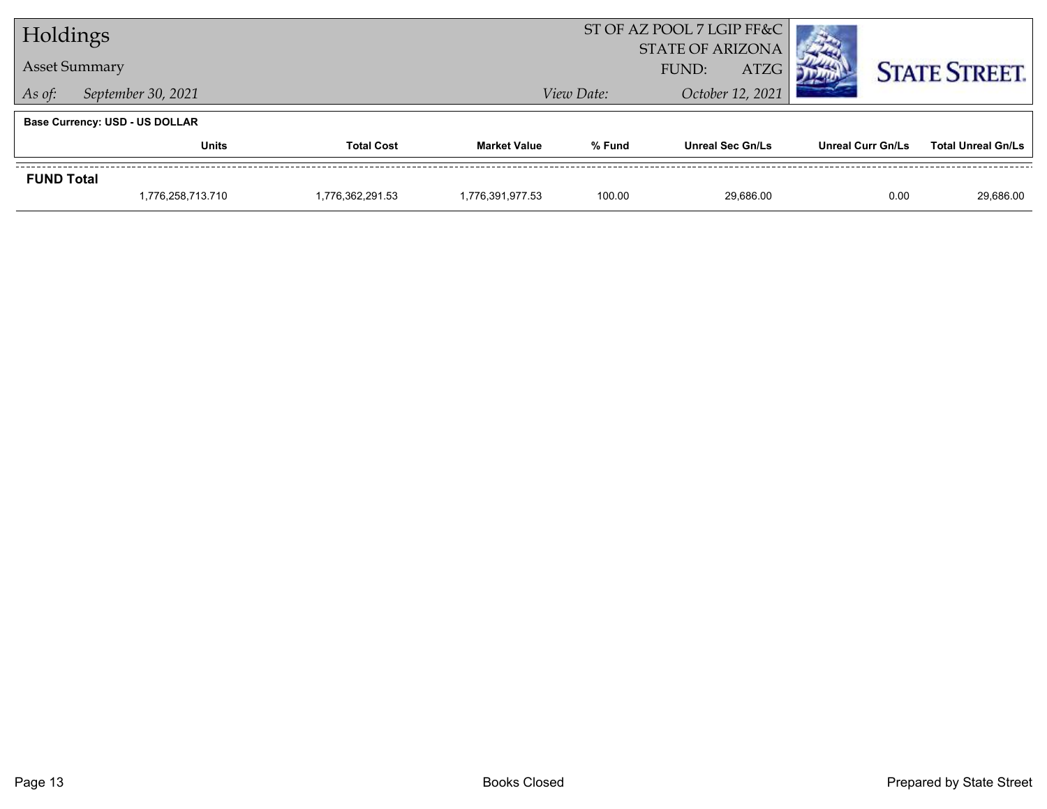# Holdings

## Asset Summary

*As of:* September 30, 2021

ST OF AZ POOL 7 LGIP FF&C
STATE OF ARIZONA
FUND: ATZG

*View Date:* October 12, 2021

**Base Currency: USD - US DOLLAR**

| | Units | Total Cost | Market Value | % Fund | Unreal Sec Gn/Ls | Unreal Curr Gn/Ls | Total Unreal Gn/Ls |
|---|---|---|---|---|---|---|---|
| **FUND Total** | | | | | | | |
| | 1,776,258,713.710 | 1,776,362,291.53 | 1,776,391,977.53 | 100.00 | 29,686.00 | 0.00 | 29,686.00 |

Books Closed

Prepared by State Street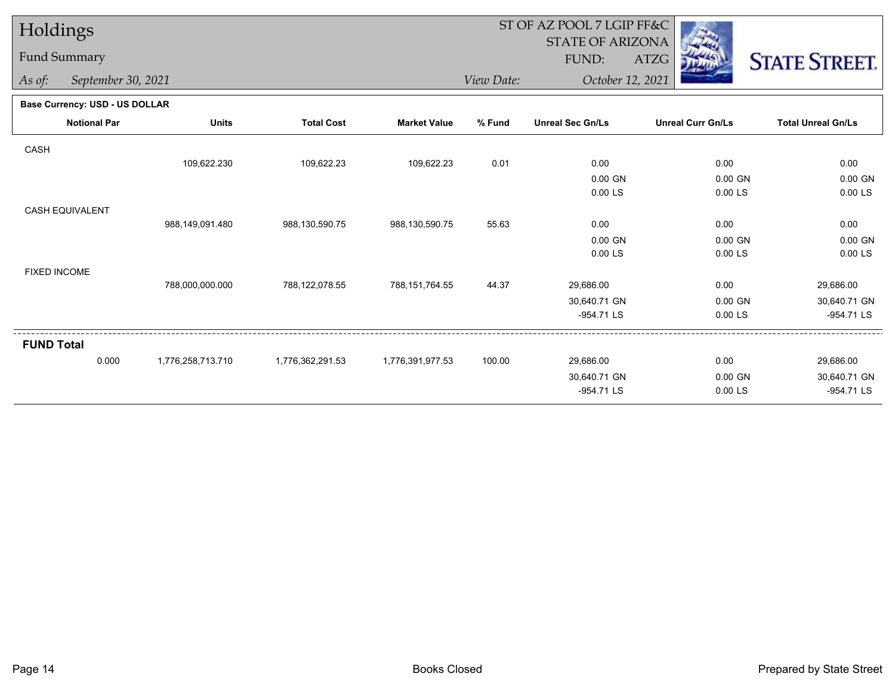# Holdings

## Fund Summary

*As of:* September 30, 2021

ST OF AZ POOL 7 LGIP FF&C
STATE OF ARIZONA
FUND: ATZG

*View Date:* October 12, 2021

STATE STREET.

**Base Currency: USD - US DOLLAR**

| Notional Par | Units | Total Cost | Market Value | % Fund | Unreal Sec Gn/Ls | Unreal Curr Gn/Ls | Total Unreal Gn/Ls |
|---|---|---|---|---|---|---|---|
| CASH | | | | | | | |
| | 109,622.230 | 109,622.23 | 109,622.23 | 0.01 | 0.00 | 0.00 | 0.00 |
| | | | | | 0.00 GN | 0.00 GN | 0.00 GN |
| | | | | | 0.00 LS | 0.00 LS | 0.00 LS |
| CASH EQUIVALENT | | | | | | | |
| | 988,149,091.480 | 988,130,590.75 | 988,130,590.75 | 55.63 | 0.00 | 0.00 | 0.00 |
| | | | | | 0.00 GN | 0.00 GN | 0.00 GN |
| | | | | | 0.00 LS | 0.00 LS | 0.00 LS |
| FIXED INCOME | | | | | | | |
| | 788,000,000.000 | 788,122,078.55 | 788,151,764.55 | 44.37 | 29,686.00 | 0.00 | 29,686.00 |
| | | | | | 30,640.71 GN | 0.00 GN | 30,640.71 GN |
| | | | | | -954.71 LS | 0.00 LS | -954.71 LS |
| **FUND Total** | | | | | | | |
| 0.000 | 1,776,258,713.710 | 1,776,362,291.53 | 1,776,391,977.53 | 100.00 | 29,686.00 | 0.00 | 29,686.00 |
| | | | | | 30,640.71 GN | 0.00 GN | 30,640.71 GN |
| | | | | | -954.71 LS | 0.00 LS | -954.71 LS |

Books Closed

Prepared by State Street